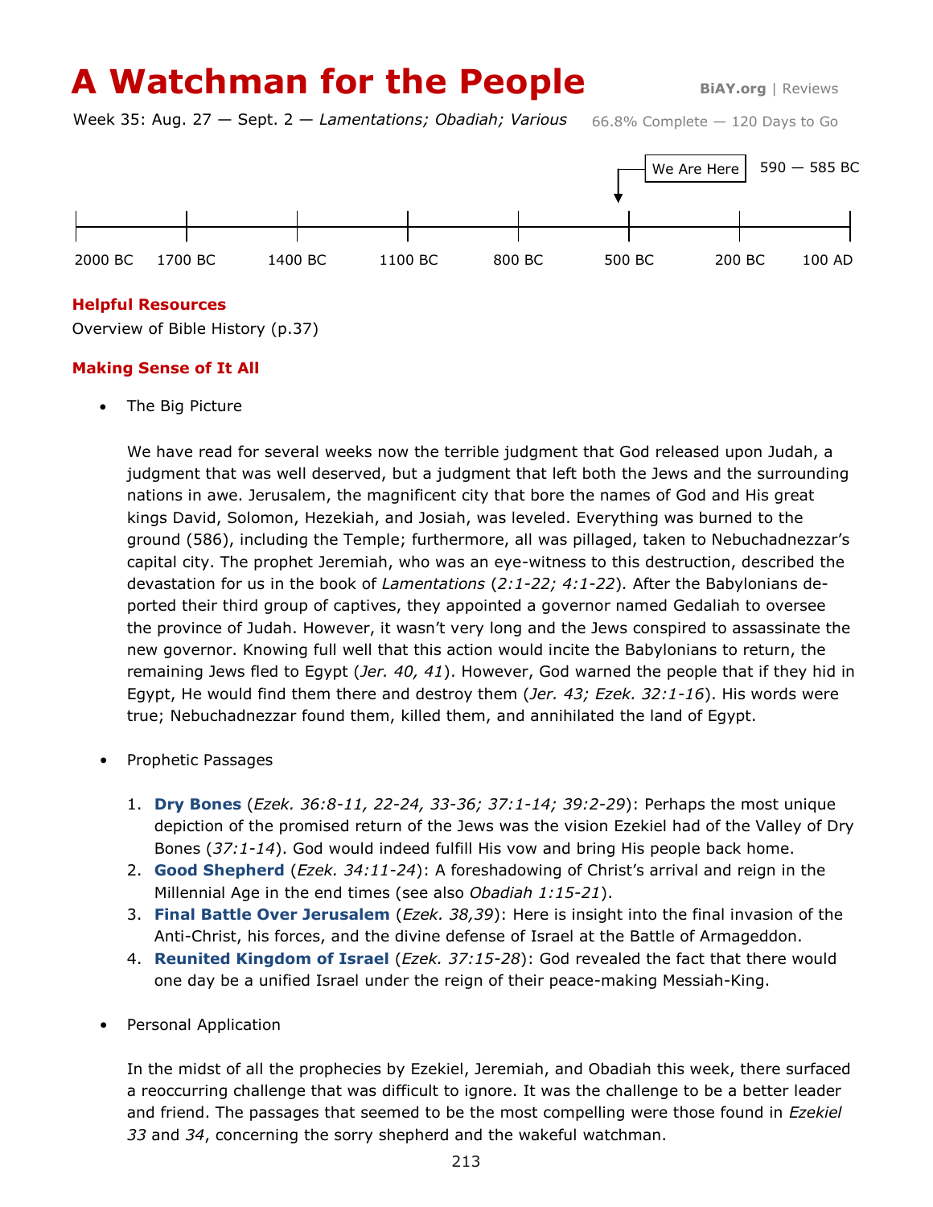# A Watchman for the People

BiAY.org | Reviews

Week 35: Aug. 27 — Sept. 2 — *Lamentations; Obadiah; Various*    66.8% Complete — 120 Days to Go

We Are Here    590 — 585 BC

2000 BC    1700 BC    1400 BC    1100 BC    800 BC    500 BC    200 BC    100 AD

### Helpful Resources

Overview of Bible History (p.37)

### Making Sense of It All

- The Big Picture

  We have read for several weeks now the terrible judgment that God released upon Judah, a judgment that was well deserved, but a judgment that left both the Jews and the surrounding nations in awe. Jerusalem, the magnificent city that bore the names of God and His great kings David, Solomon, Hezekiah, and Josiah, was leveled. Everything was burned to the ground (586), including the Temple; furthermore, all was pillaged, taken to Nebuchadnezzar's capital city. The prophet Jeremiah, who was an eye-witness to this destruction, described the devastation for us in the book of *Lamentations* (*2:1-22; 4:1-22*). After the Babylonians deported their third group of captives, they appointed a governor named Gedaliah to oversee the province of Judah. However, it wasn't very long and the Jews conspired to assassinate the new governor. Knowing full well that this action would incite the Babylonians to return, the remaining Jews fled to Egypt (*Jer. 40, 41*). However, God warned the people that if they hid in Egypt, He would find them there and destroy them (*Jer. 43; Ezek. 32:1-16*). His words were true; Nebuchadnezzar found them, killed them, and annihilated the land of Egypt.

- Prophetic Passages

  1. **Dry Bones** (*Ezek. 36:8-11, 22-24, 33-36; 37:1-14; 39:2-29*): Perhaps the most unique depiction of the promised return of the Jews was the vision Ezekiel had of the Valley of Dry Bones (*37:1-14*). God would indeed fulfill His vow and bring His people back home.
  2. **Good Shepherd** (*Ezek. 34:11-24*): A foreshadowing of Christ's arrival and reign in the Millennial Age in the end times (see also *Obadiah 1:15-21*).
  3. **Final Battle Over Jerusalem** (*Ezek. 38,39*): Here is insight into the final invasion of the Anti-Christ, his forces, and the divine defense of Israel at the Battle of Armageddon.
  4. **Reunited Kingdom of Israel** (*Ezek. 37:15-28*): God revealed the fact that there would one day be a unified Israel under the reign of their peace-making Messiah-King.

- Personal Application

  In the midst of all the prophecies by Ezekiel, Jeremiah, and Obadiah this week, there surfaced a reoccurring challenge that was difficult to ignore. It was the challenge to be a better leader and friend. The passages that seemed to be the most compelling were those found in *Ezekiel 33* and *34*, concerning the sorry shepherd and the wakeful watchman.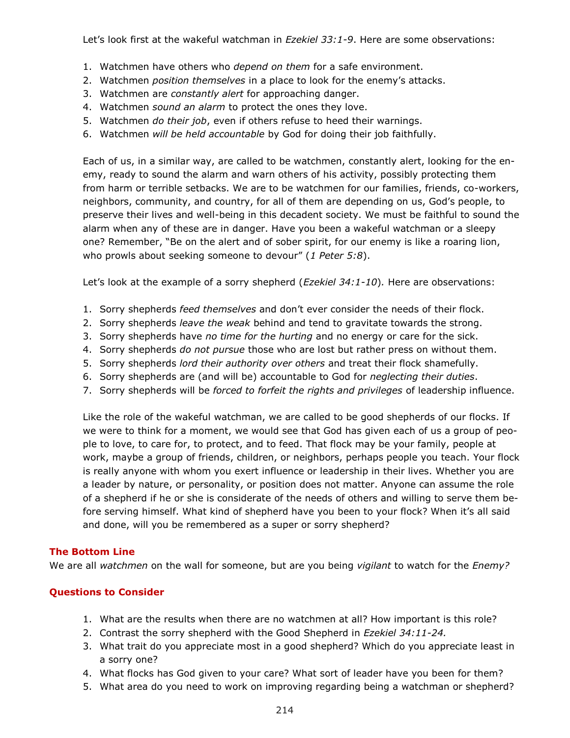Let's look first at the wakeful watchman in *Ezekiel 33:1-9*. Here are some observations:

1. Watchmen have others who *depend on them* for a safe environment.
2. Watchmen *position themselves* in a place to look for the enemy's attacks.
3. Watchmen are *constantly alert* for approaching danger.
4. Watchmen *sound an alarm* to protect the ones they love.
5. Watchmen *do their job*, even if others refuse to heed their warnings.
6. Watchmen *will be held accountable* by God for doing their job faithfully.

Each of us, in a similar way, are called to be watchmen, constantly alert, looking for the enemy, ready to sound the alarm and warn others of his activity, possibly protecting them from harm or terrible setbacks. We are to be watchmen for our families, friends, co-workers, neighbors, community, and country, for all of them are depending on us, God's people, to preserve their lives and well-being in this decadent society. We must be faithful to sound the alarm when any of these are in danger. Have you been a wakeful watchman or a sleepy one? Remember, "Be on the alert and of sober spirit, for our enemy is like a roaring lion, who prowls about seeking someone to devour" (*1 Peter 5:8*).

Let's look at the example of a sorry shepherd (*Ezekiel 34:1-10*). Here are observations:

1. Sorry shepherds *feed themselves* and don't ever consider the needs of their flock.
2. Sorry shepherds *leave the weak* behind and tend to gravitate towards the strong.
3. Sorry shepherds have *no time for the hurting* and no energy or care for the sick.
4. Sorry shepherds *do not pursue* those who are lost but rather press on without them.
5. Sorry shepherds *lord their authority over others* and treat their flock shamefully.
6. Sorry shepherds are (and will be) accountable to God for *neglecting their duties*.
7. Sorry shepherds will be *forced to forfeit the rights and privileges* of leadership influence.

Like the role of the wakeful watchman, we are called to be good shepherds of our flocks. If we were to think for a moment, we would see that God has given each of us a group of people to love, to care for, to protect, and to feed. That flock may be your family, people at work, maybe a group of friends, children, or neighbors, perhaps people you teach. Your flock is really anyone with whom you exert influence or leadership in their lives. Whether you are a leader by nature, or personality, or position does not matter. Anyone can assume the role of a shepherd if he or she is considerate of the needs of others and willing to serve them before serving himself. What kind of shepherd have you been to your flock? When it's all said and done, will you be remembered as a super or sorry shepherd?

### The Bottom Line

We are all *watchmen* on the wall for someone, but are you being *vigilant* to watch for the *Enemy?*

### Questions to Consider

1. What are the results when there are no watchmen at all? How important is this role?
2. Contrast the sorry shepherd with the Good Shepherd in *Ezekiel 34:11-24.*
3. What trait do you appreciate most in a good shepherd? Which do you appreciate least in a sorry one?
4. What flocks has God given to your care? What sort of leader have you been for them?
5. What area do you need to work on improving regarding being a watchman or shepherd?